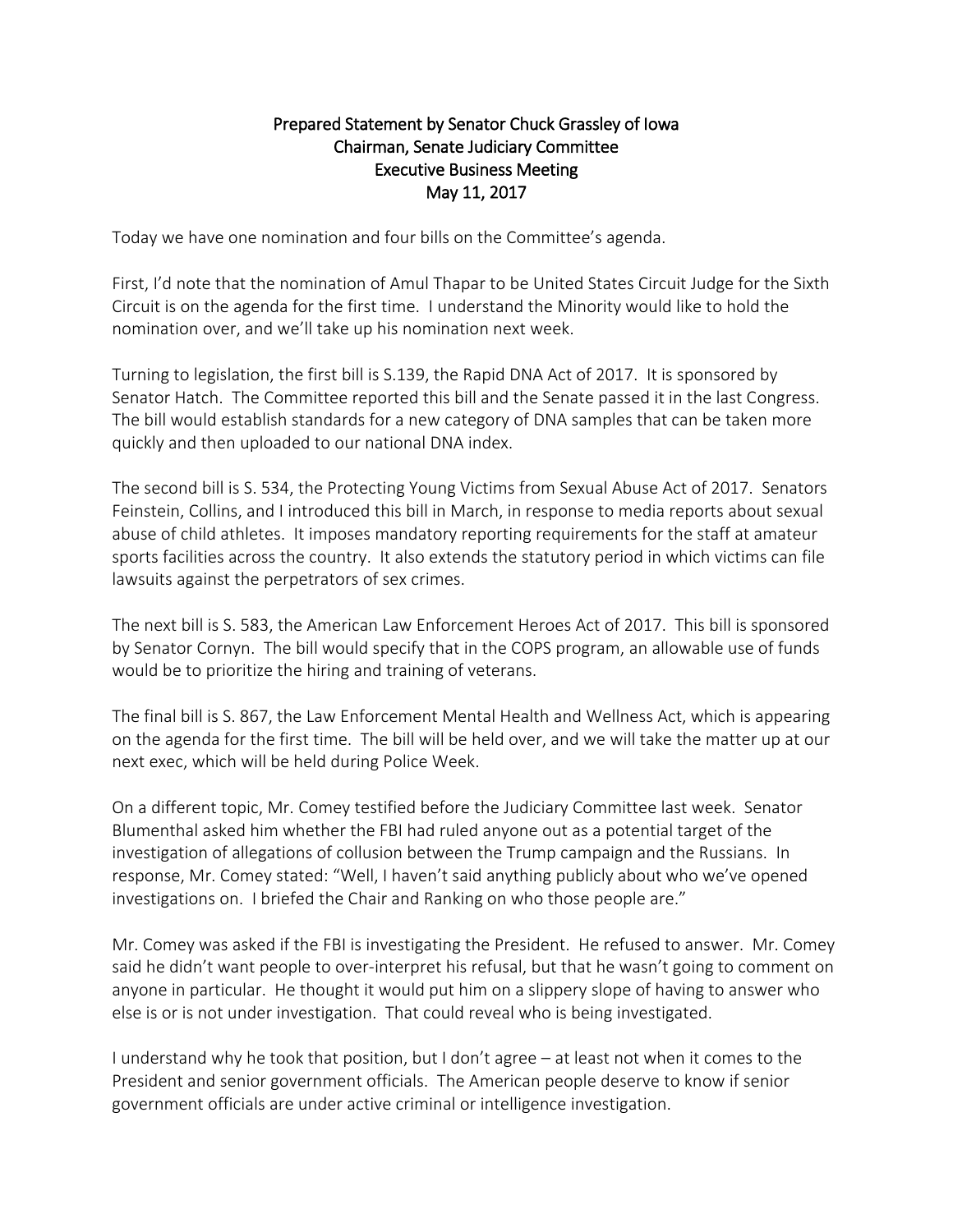# Prepared Statement by Senator Chuck Grassley of Iowa
## Chairman, Senate Judiciary Committee
## Executive Business Meeting
## May 11, 2017

Today we have one nomination and four bills on the Committee's agenda.

First, I'd note that the nomination of Amul Thapar to be United States Circuit Judge for the Sixth Circuit is on the agenda for the first time. I understand the Minority would like to hold the nomination over, and we'll take up his nomination next week.

Turning to legislation, the first bill is S.139, the Rapid DNA Act of 2017. It is sponsored by Senator Hatch. The Committee reported this bill and the Senate passed it in the last Congress. The bill would establish standards for a new category of DNA samples that can be taken more quickly and then uploaded to our national DNA index.

The second bill is S. 534, the Protecting Young Victims from Sexual Abuse Act of 2017. Senators Feinstein, Collins, and I introduced this bill in March, in response to media reports about sexual abuse of child athletes. It imposes mandatory reporting requirements for the staff at amateur sports facilities across the country. It also extends the statutory period in which victims can file lawsuits against the perpetrators of sex crimes.

The next bill is S. 583, the American Law Enforcement Heroes Act of 2017. This bill is sponsored by Senator Cornyn. The bill would specify that in the COPS program, an allowable use of funds would be to prioritize the hiring and training of veterans.

The final bill is S. 867, the Law Enforcement Mental Health and Wellness Act, which is appearing on the agenda for the first time. The bill will be held over, and we will take the matter up at our next exec, which will be held during Police Week.

On a different topic, Mr. Comey testified before the Judiciary Committee last week. Senator Blumenthal asked him whether the FBI had ruled anyone out as a potential target of the investigation of allegations of collusion between the Trump campaign and the Russians. In response, Mr. Comey stated: "Well, I haven't said anything publicly about who we've opened investigations on. I briefed the Chair and Ranking on who those people are."

Mr. Comey was asked if the FBI is investigating the President. He refused to answer. Mr. Comey said he didn't want people to over-interpret his refusal, but that he wasn't going to comment on anyone in particular. He thought it would put him on a slippery slope of having to answer who else is or is not under investigation. That could reveal who is being investigated.

I understand why he took that position, but I don't agree – at least not when it comes to the President and senior government officials. The American people deserve to know if senior government officials are under active criminal or intelligence investigation.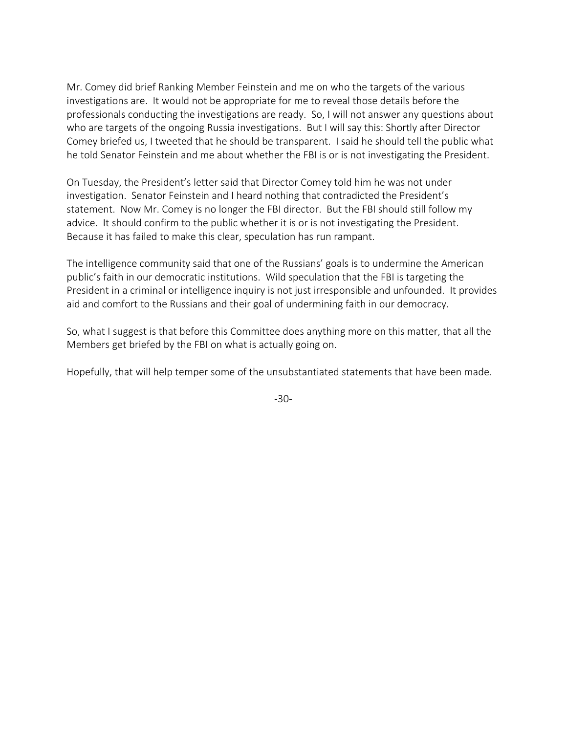Mr. Comey did brief Ranking Member Feinstein and me on who the targets of the various investigations are. It would not be appropriate for me to reveal those details before the professionals conducting the investigations are ready. So, I will not answer any questions about who are targets of the ongoing Russia investigations. But I will say this: Shortly after Director Comey briefed us, I tweeted that he should be transparent. I said he should tell the public what he told Senator Feinstein and me about whether the FBI is or is not investigating the President.

On Tuesday, the President's letter said that Director Comey told him he was not under investigation. Senator Feinstein and I heard nothing that contradicted the President's statement. Now Mr. Comey is no longer the FBI director. But the FBI should still follow my advice. It should confirm to the public whether it is or is not investigating the President. Because it has failed to make this clear, speculation has run rampant.

The intelligence community said that one of the Russians' goals is to undermine the American public's faith in our democratic institutions. Wild speculation that the FBI is targeting the President in a criminal or intelligence inquiry is not just irresponsible and unfounded. It provides aid and comfort to the Russians and their goal of undermining faith in our democracy.

So, what I suggest is that before this Committee does anything more on this matter, that all the Members get briefed by the FBI on what is actually going on.

Hopefully, that will help temper some of the unsubstantiated statements that have been made.

-30-